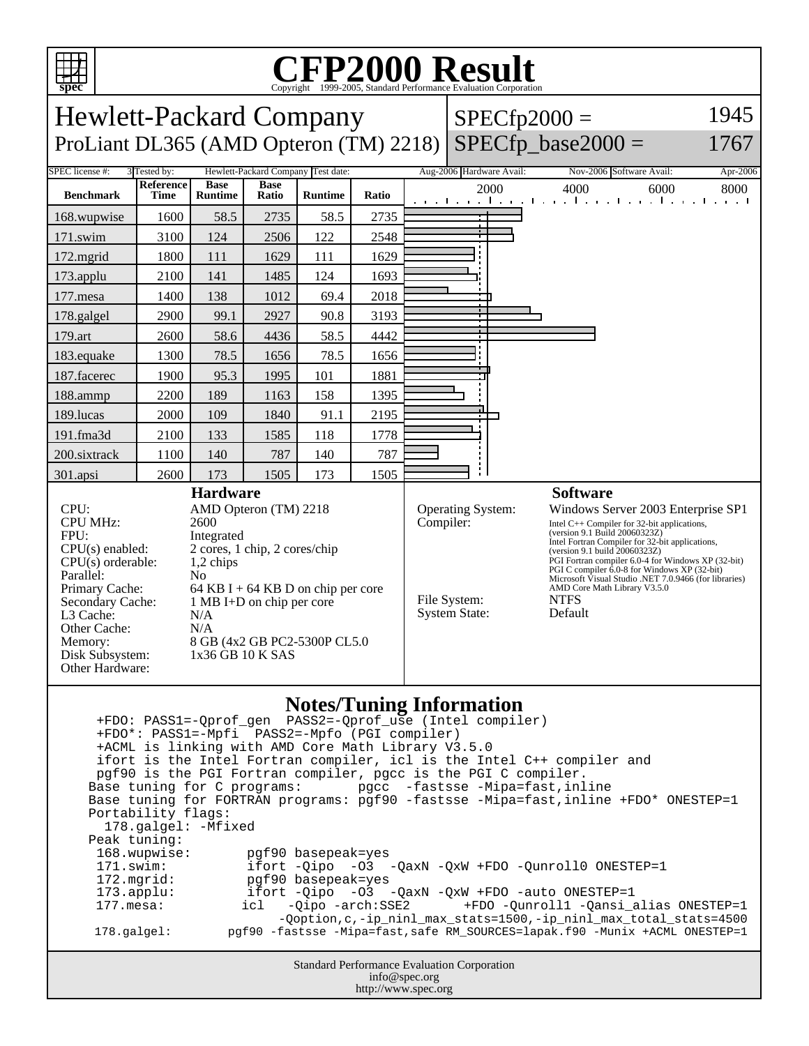# CFP2000 Result

Copyright 1999-2005, Standard Performance Evaluation Corporation

## Hewlett-Packard Company

ProLiant DL365 (AMD Opteron (TM) 2218)

SPECfp2000 = 1945

SPECfp_base2000 = 1767

| SPEC license #: | 3 | Tested by: | Hewlett-Packard Company | Test date: | Aug-2006 | Hardware Avail: | Nov-2006 | Software Avail: | Apr-2006 |
|---|---|---|---|---|---|---|---|---|---|

| Benchmark | Reference Time | Base Runtime | Base Ratio | Runtime | Ratio |
|---|---|---|---|---|---|
| 168.wupwise | 1600 | 58.5 | 2735 | 58.5 | 2735 |
| 171.swim | 3100 | 124 | 2506 | 122 | 2548 |
| 172.mgrid | 1800 | 111 | 1629 | 111 | 1629 |
| 173.applu | 2100 | 141 | 1485 | 124 | 1693 |
| 177.mesa | 1400 | 138 | 1012 | 69.4 | 2018 |
| 178.galgel | 2900 | 99.1 | 2927 | 90.8 | 3193 |
| 179.art | 2600 | 58.6 | 4436 | 58.5 | 4442 |
| 183.equake | 1300 | 78.5 | 1656 | 78.5 | 1656 |
| 187.facerec | 1900 | 95.3 | 1995 | 101 | 1881 |
| 188.ammp | 2200 | 189 | 1163 | 158 | 1395 |
| 189.lucas | 2000 | 109 | 1840 | 91.1 | 2195 |
| 191.fma3d | 2100 | 133 | 1585 | 118 | 1778 |
| 200.sixtrack | 1100 | 140 | 787 | 140 | 787 |
| 301.apsi | 2600 | 173 | 1505 | 173 | 1505 |

### Hardware

| | |
|---|---|
| CPU: | AMD Opteron (TM) 2218 |
| CPU MHz: | 2600 |
| FPU: | Integrated |
| CPU(s) enabled: | 2 cores, 1 chip, 2 cores/chip |
| CPU(s) orderable: | 1,2 chips |
| Parallel: | No |
| Primary Cache: | 64 KB I + 64 KB D on chip per core |
| Secondary Cache: | 1 MB I+D on chip per core |
| L3 Cache: | N/A |
| Other Cache: | N/A |
| Memory: | 8 GB (4x2 GB PC2-5300P CL5.0 |
| Disk Subsystem: | 1x36 GB 10 K SAS |
| Other Hardware: | |

### Software

| | |
|---|---|
| Operating System: | Windows Server 2003 Enterprise SP1 |
| Compiler: | Intel C++ Compiler for 32-bit applications, (version 9.1 Build 20060323Z) Intel Fortran Compiler for 32-bit applications, (version 9.1 build 20060323Z) PGI Fortran compiler 6.0-4 for Windows XP (32-bit) PGI C compiler 6.0-8 for Windows XP (32-bit) Microsoft Visual Studio .NET 7.0.9466 (for libraries) AMD Core Math Library V3.5.0 |
| File System: | NTFS |
| System State: | Default |

### Notes/Tuning Information

```
 +FDO: PASS1=-Qprof_gen  PASS2=-Qprof_use (Intel compiler)
 +FDO*: PASS1=-Mpfi  PASS2=-Mpfo (PGI compiler)
 +ACML is linking with AMD Core Math Library V3.5.0
 ifort is the Intel Fortran compiler, icl is the Intel C++ compiler and
 pgf90 is the PGI Fortran compiler, pgcc is the PGI C compiler.
Base tuning for C programs:       pgcc  -fastsse -Mipa=fast,inline
Base tuning for FORTRAN programs: pgf90 -fastsse -Mipa=fast,inline +FDO* ONESTEP=1
Portability flags:
  178.galgel: -Mfixed
Peak tuning:
 168.wupwise:       pgf90 basepeak=yes
 171.swim:          ifort -Qipo  -O3  -QaxN -QxW +FDO -Qunroll0 ONESTEP=1
 172.mgrid:         pgf90 basepeak=yes
 173.applu:         ifort -Qipo  -O3  -QaxN -QxW +FDO -auto ONESTEP=1
 177.mesa:         icl   -Qipo -arch:SSE2      +FDO -Qunroll1 -Qansi_alias ONESTEP=1
                        -Qoption,c,-ip_ninl_max_stats=1500,-ip_ninl_max_total_stats=4500
 178.galgel:       pgf90 -fastsse -Mipa=fast,safe RM_SOURCES=lapak.f90 -Munix +ACML ONESTEP=1
```

Standard Performance Evaluation Corporation
info@spec.org
http://www.spec.org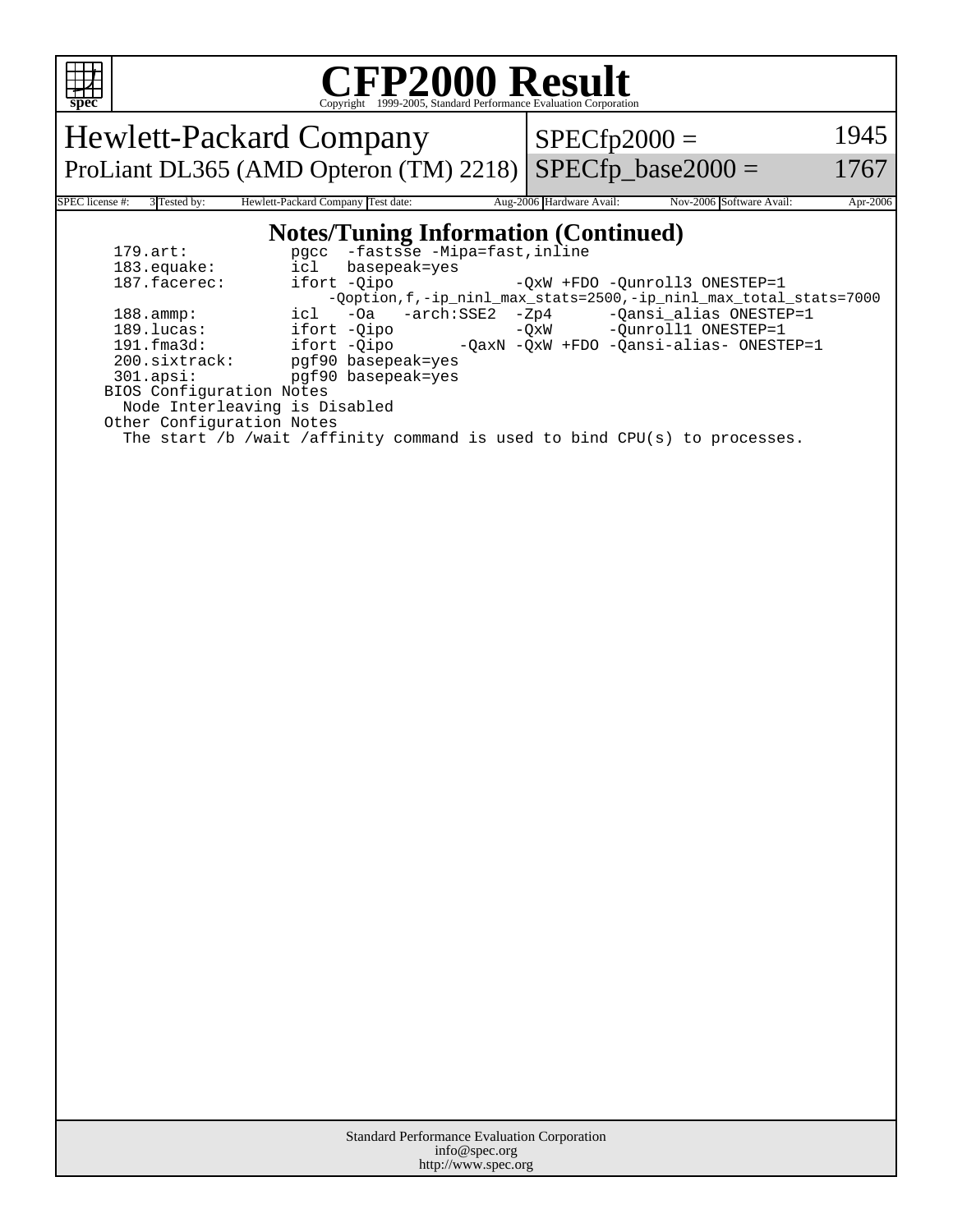# CFP2000 Result

Copyright 1999-2005, Standard Performance Evaluation Corporation

| Hewlett-Packard Company | SPECfp2000 = | 1945 |
|---|---|---|
| ProLiant DL365 (AMD Opteron (TM) 2218) | SPECfp_base2000 = | 1767 |

| SPEC license #: | 3 | Tested by: | Hewlett-Packard Company | Test date: | Aug-2006 | Hardware Avail: | Nov-2006 | Software Avail: | Apr-2006 |
|---|---|---|---|---|---|---|---|---|---|

## Notes/Tuning Information (Continued)

```
     179.art:           pgcc  -fastsse -Mipa=fast,inline
     183.equake:        icl   basepeak=yes
     187.facerec:       ifort -Qipo              -QxW +FDO -Qunroll3 ONESTEP=1
                            -Qoption,f,-ip_ninl_max_stats=2500,-ip_ninl_max_total_stats=7000
     188.ammp:          icl   -Oa   -arch:SSE2  -Zp4       -Qansi_alias ONESTEP=1
     189.lucas:         ifort -Qipo              -QxW      -Qunroll1 ONESTEP=1
     191.fma3d:         ifort -Qipo       -QaxN -QxW +FDO -Qansi-alias- ONESTEP=1
     200.sixtrack:      pgf90 basepeak=yes
     301.apsi:          pgf90 basepeak=yes
    BIOS Configuration Notes
      Node Interleaving is Disabled
    Other Configuration Notes
      The start /b /wait /affinity command is used to bind CPU(s) to processes.
```

Standard Performance Evaluation Corporation
info@spec.org
http://www.spec.org